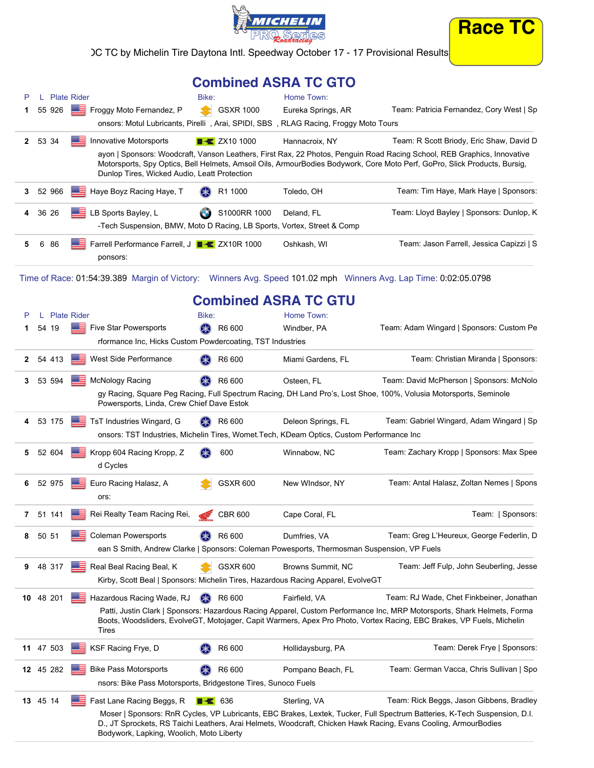# Race TC

ƆC TC by Michelin Tire Daytona Intl. Speedway October 17 - 17 Provisional Results

## Combined ASRA TC GTO

| P | L | Plate | Rider | Bike: | Home Town: | |
|---|---|---|---|---|---|---|
| 1 | 55 | 926 | Froggy Moto Fernandez, P | GSXR 1000 | Eureka Springs, AR | Team: Patricia Fernandez, Cory West \| Sponsors: Motul Lubricants, Pirelli , Arai, SPIDI, SBS , RLAG Racing, Froggy Moto Tours |
| 2 | 53 | 34 | Innovative Motorsports | ZX10 1000 | Hannacroix, NY | Team: R Scott Briody, Eric Shaw, David Dayon \| Sponsors: Woodcraft, Vanson Leathers, First Rax, 22 Photos, Penguin Road Racing School, REB Graphics, Innovative Motorsports, Spy Optics, Bell Helmets, Amsoil Oils, ArmourBodies Bodywork, Core Moto Perf, GoPro, Slick Products, Bursig, Dunlop Tires, Wicked Audio, Leatt Protection |
| 3 | 52 | 966 | Haye Boyz Racing Haye, T | R1 1000 | Toledo, OH | Team: Tim Haye, Mark Haye \| Sponsors: |
| 4 | 36 | 26 | LB Sports Bayley, L | S1000RR 1000 | Deland, FL | Team: Lloyd Bayley \| Sponsors: Dunlop, K-Tech Suspension, BMW, Moto D Racing, LB Sports, Vortex, Street & Comp |
| 5 | 6 | 86 | Farrell Performance Farrell, J | ZX10R 1000 | Oshkash, WI | Team: Jason Farrell, Jessica Capizzi \| Sponsors: |

Time of Race: 01:54:39.389 Margin of Victory: Winners Avg. Speed 101.02 mph Winners Avg. Lap Time: 0:02:05.0798

## Combined ASRA TC GTU

| P | L | Plate | Rider | Bike: | Home Town: | |
|---|---|---|---|---|---|---|
| 1 | 54 | 19 | Five Star Powersports | R6 600 | Windber, PA | Team: Adam Wingard \| Sponsors: Custom Performance Inc, Hicks Custom Powdercoating, TST Industries |
| 2 | 54 | 413 | West Side Performance | R6 600 | Miami Gardens, FL | Team: Christian Miranda \| Sponsors: |
| 3 | 53 | 594 | McNology Racing | R6 600 | Osteen, FL | Team: David McPherson \| Sponsors: McNology Racing, Square Peg Racing, Full Spectrum Racing, DH Land Pro's, Lost Shoe, 100%, Volusia Motorsports, Seminole Powersports, Linda, Crew Chief Dave Estok |
| 4 | 53 | 175 | TsT Industries Wingard, G | R6 600 | Deleon Springs, FL | Team: Gabriel Wingard, Adam Wingard \| Sponsors: TST Industries, Michelin Tires, Womet.Tech, KDeam Optics, Custom Performance Inc |
| 5 | 52 | 604 | Kropp 604 Racing Kropp, Z | 600 | Winnabow, NC | Team: Zachary Kropp \| Sponsors: Max Speed Cycles |
| 6 | 52 | 975 | Euro Racing Halasz, A | GSXR 600 | New WIndsor, NY | Team: Antal Halasz, Zoltan Nemes \| Sponsors: |
| 7 | 51 | 141 | Rei Realty Team Racing Rei, | CBR 600 | Cape Coral, FL | Team: \| Sponsors: |
| 8 | 50 | 51 | Coleman Powersports | R6 600 | Dumfries, VA | Team: Greg L'Heureux, George Federlin, Dean S Smith, Andrew Clarke \| Sponsors: Coleman Powesports, Thermosman Suspension, VP Fuels |
| 9 | 48 | 317 | Real Beal Racing Beal, K | GSXR 600 | Browns Summit, NC | Team: Jeff Fulp, John Seuberling, Jesse Kirby, Scott Beal \| Sponsors: Michelin Tires, Hazardous Racing Apparel, EvolveGT |
| 10 | 48 | 201 | Hazardous Racing Wade, RJ | R6 600 | Fairfield, VA | Team: RJ Wade, Chet Finkbeiner, Jonathan Patti, Justin Clark \| Sponsors: Hazardous Racing Apparel, Custom Performance Inc, MRP Motorsports, Shark Helmets, Forma Boots, Woodsliders, EvolveGT, Motojager, Capit Warmers, Apex Pro Photo, Vortex Racing, EBC Brakes, VP Fuels, Michelin Tires |
| 11 | 47 | 503 | KSF Racing Frye, D | R6 600 | Hollidaysburg, PA | Team: Derek Frye \| Sponsors: |
| 12 | 45 | 282 | Bike Pass Motorsports | R6 600 | Pompano Beach, FL | Team: German Vacca, Chris Sullivan \| Sponsors: Bike Pass Motorsports, Bridgestone Tires, Sunoco Fuels |
| 13 | 45 | 14 | Fast Lane Racing Beggs, R | 636 | Sterling, VA | Team: Rick Beggs, Jason Gibbens, Bradley Moser \| Sponsors: RnR Cycles, VP Lubricants, EBC Brakes, Lextek, Tucker, Full Spectrum Batteries, K-Tech Suspension, D.I.D., JT Sprockets, RS Taichi Leathers, Arai Helmets, Woodcraft, Chicken Hawk Racing, Evans Cooling, ArmourBodies Bodywork, Lapking, Woolich, Moto Liberty |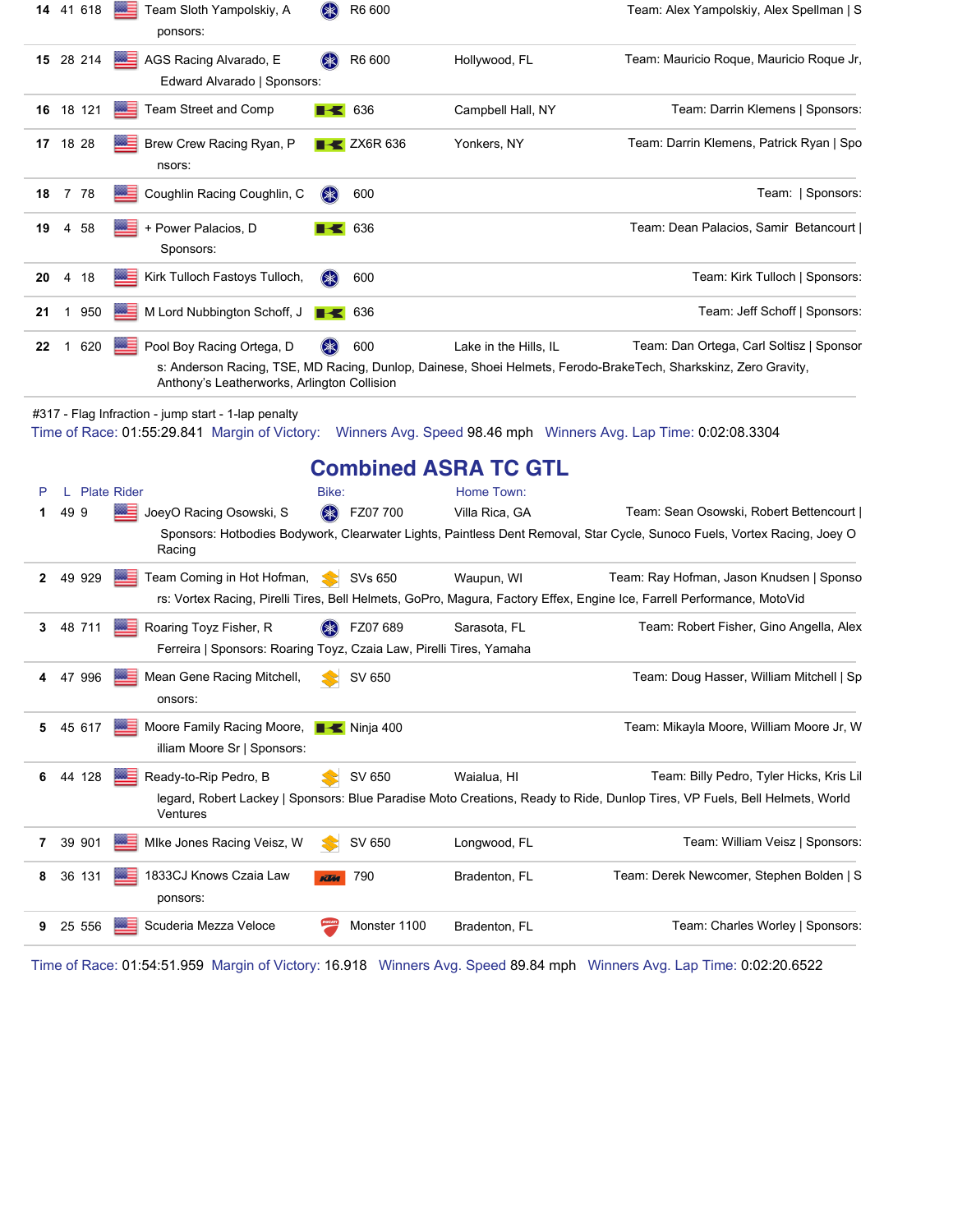| P | L | Plate | Rider | Bike | Model | Home Town | Team / Sponsors |
|---|---|---|---|---|---|---|---|
| 14 | 41 | 618 | Team Sloth Yampolskiy, A | | R6 600 | | Team: Alex Yampolskiy, Alex Spellman \| Sponsors: |
| 15 | 28 | 214 | AGS Racing Alvarado, E | | R6 600 | Hollywood, FL | Team: Mauricio Roque, Mauricio Roque Jr, Edward Alvarado \| Sponsors: |
| 16 | 18 | 121 | Team Street and Comp | | 636 | Campbell Hall, NY | Team: Darrin Klemens \| Sponsors: |
| 17 | 18 | 28 | Brew Crew Racing Ryan, P | | ZX6R 636 | Yonkers, NY | Team: Darrin Klemens, Patrick Ryan \| Sponsors: |
| 18 | 7 | 78 | Coughlin Racing Coughlin, C | | 600 | | Team: \| Sponsors: |
| 19 | 4 | 58 | + Power Palacios, D | | 636 | | Team: Dean Palacios, Samir Betancourt \| Sponsors: |
| 20 | 4 | 18 | Kirk Tulloch Fastoys Tulloch, | | 600 | | Team: Kirk Tulloch \| Sponsors: |
| 21 | 1 | 950 | M Lord Nubbington Schoff, J | | 636 | | Team: Jeff Schoff \| Sponsors: |
| 22 | 1 | 620 | Pool Boy Racing Ortega, D | | 600 | Lake in the Hills, IL | Team: Dan Ortega, Carl Soltisz \| Sponsors: Anderson Racing, TSE, MD Racing, Dunlop, Dainese, Shoei Helmets, Ferodo-BrakeTech, Sharkskinz, Zero Gravity, Anthony's Leatherworks, Arlington Collision |

#317 - Flag Infraction - jump start - 1-lap penalty

Time of Race: 01:55:29.841 Margin of Victory: Winners Avg. Speed 98.46 mph Winners Avg. Lap Time: 0:02:08.3304

## Combined ASRA TC GTL

| P | L | Plate | Rider | Bike: | | Home Town: | |
|---|---|---|---|---|---|---|---|
| 1 | 49 | 9 | JoeyO Racing Osowski, S | | FZ07 700 | Villa Rica, GA | Team: Sean Osowski, Robert Bettencourt \| Sponsors: Hotbodies Bodywork, Clearwater Lights, Paintless Dent Removal, Star Cycle, Sunoco Fuels, Vortex Racing, Joey O Racing |
| 2 | 49 | 929 | Team Coming in Hot Hofman, | | SVs 650 | Waupun, WI | Team: Ray Hofman, Jason Knudsen \| Sponsors: Vortex Racing, Pirelli Tires, Bell Helmets, GoPro, Magura, Factory Effex, Engine Ice, Farrell Performance, MotoVid |
| 3 | 48 | 711 | Roaring Toyz Fisher, R | | FZ07 689 | Sarasota, FL | Team: Robert Fisher, Gino Angella, Alex Ferreira \| Sponsors: Roaring Toyz, Czaia Law, Pirelli Tires, Yamaha |
| 4 | 47 | 996 | Mean Gene Racing Mitchell, | | SV 650 | | Team: Doug Hasser, William Mitchell \| Sponsors: |
| 5 | 45 | 617 | Moore Family Racing Moore, | | Ninja 400 | | Team: Mikayla Moore, William Moore Jr, William Moore Sr \| Sponsors: |
| 6 | 44 | 128 | Ready-to-Rip Pedro, B | | SV 650 | Waialua, HI | Team: Billy Pedro, Tyler Hicks, Kris Lillegard, Robert Lackey \| Sponsors: Blue Paradise Moto Creations, Ready to Ride, Dunlop Tires, VP Fuels, Bell Helmets, World Ventures |
| 7 | 39 | 901 | MIke Jones Racing Veisz, W | | SV 650 | Longwood, FL | Team: William Veisz \| Sponsors: |
| 8 | 36 | 131 | 1833CJ Knows Czaia Law | | 790 | Bradenton, FL | Team: Derek Newcomer, Stephen Bolden \| Sponsors: |
| 9 | 25 | 556 | Scuderia Mezza Veloce | | Monster 1100 | Bradenton, FL | Team: Charles Worley \| Sponsors: |

Time of Race: 01:54:51.959 Margin of Victory: 16.918 Winners Avg. Speed 89.84 mph Winners Avg. Lap Time: 0:02:20.6522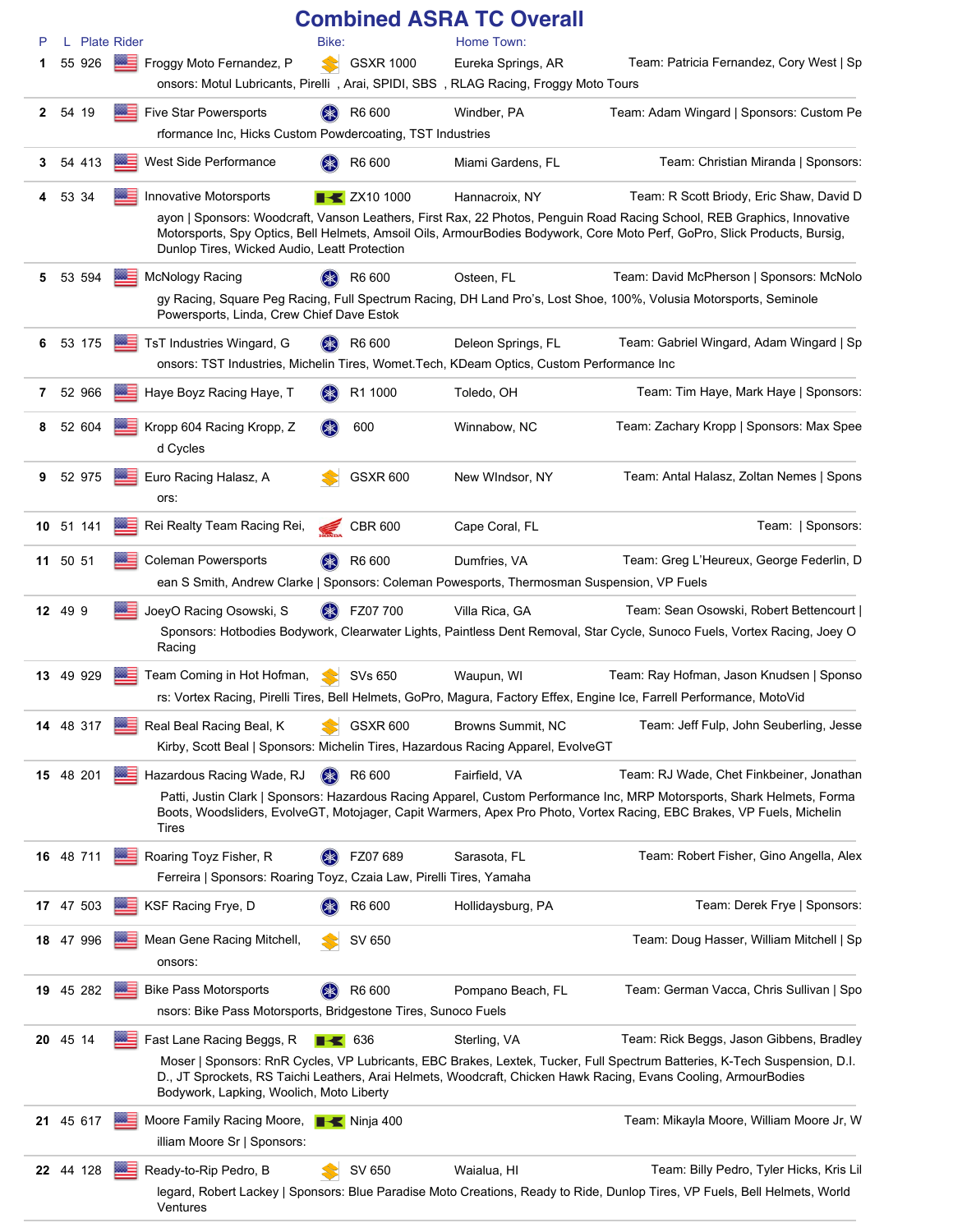# Combined ASRA TC Overall

| P | L | Plate | Rider | Bike: | Home Town: | Team / Sponsors |
|---|---|---|---|---|---|---|
| 1 | 55 | 926 | Froggy Moto Fernandez, P | GSXR 1000 | Eureka Springs, AR | Team: Patricia Fernandez, Cory West \| Sponsors: Motul Lubricants, Pirelli , Arai, SPIDI, SBS , RLAG Racing, Froggy Moto Tours |
| 2 | 54 | 19 | Five Star Powersports | R6 600 | Windber, PA | Team: Adam Wingard \| Sponsors: Custom Performance Inc, Hicks Custom Powdercoating, TST Industries |
| 3 | 54 | 413 | West Side Performance | R6 600 | Miami Gardens, FL | Team: Christian Miranda \| Sponsors: |
| 4 | 53 | 34 | Innovative Motorsports | ZX10 1000 | Hannacroix, NY | Team: R Scott Briody, Eric Shaw, David Dayon \| Sponsors: Woodcraft, Vanson Leathers, First Rax, 22 Photos, Penguin Road Racing School, REB Graphics, Innovative Motorsports, Spy Optics, Bell Helmets, Amsoil Oils, ArmourBodies Bodywork, Core Moto Perf, GoPro, Slick Products, Bursig, Dunlop Tires, Wicked Audio, Leatt Protection |
| 5 | 53 | 594 | McNology Racing | R6 600 | Osteen, FL | Team: David McPherson \| Sponsors: McNology Racing, Square Peg Racing, Full Spectrum Racing, DH Land Pro's, Lost Shoe, 100%, Volusia Motorsports, Seminole Powersports, Linda, Crew Chief Dave Estok |
| 6 | 53 | 175 | TsT Industries Wingard, G | R6 600 | Deleon Springs, FL | Team: Gabriel Wingard, Adam Wingard \| Sponsors: TST Industries, Michelin Tires, Womet.Tech, KDeam Optics, Custom Performance Inc |
| 7 | 52 | 966 | Haye Boyz Racing Haye, T | R1 1000 | Toledo, OH | Team: Tim Haye, Mark Haye \| Sponsors: |
| 8 | 52 | 604 | Kropp 604 Racing Kropp, Z | 600 | Winnabow, NC | Team: Zachary Kropp \| Sponsors: Max Speed Cycles |
| 9 | 52 | 975 | Euro Racing Halasz, A | GSXR 600 | New WIndsor, NY | Team: Antal Halasz, Zoltan Nemes \| Sponsors: |
| 10 | 51 | 141 | Rei Realty Team Racing Rei, | CBR 600 | Cape Coral, FL | Team: \| Sponsors: |
| 11 | 50 | 51 | Coleman Powersports | R6 600 | Dumfries, VA | Team: Greg L'Heureux, George Federlin, Dean S Smith, Andrew Clarke \| Sponsors: Coleman Powesports, Thermosman Suspension, VP Fuels |
| 12 | 49 | 9 | JoeyO Racing Osowski, S | FZ07 700 | Villa Rica, GA | Team: Sean Osowski, Robert Bettencourt \| Sponsors: Hotbodies Bodywork, Clearwater Lights, Paintless Dent Removal, Star Cycle, Sunoco Fuels, Vortex Racing, Joey O Racing |
| 13 | 49 | 929 | Team Coming in Hot Hofman, | SVs 650 | Waupun, WI | Team: Ray Hofman, Jason Knudsen \| Sponsors: Vortex Racing, Pirelli Tires, Bell Helmets, GoPro, Magura, Factory Effex, Engine Ice, Farrell Performance, MotoVid |
| 14 | 48 | 317 | Real Beal Racing Beal, K | GSXR 600 | Browns Summit, NC | Team: Jeff Fulp, John Seuberling, Jesse Kirby, Scott Beal \| Sponsors: Michelin Tires, Hazardous Racing Apparel, EvolveGT |
| 15 | 48 | 201 | Hazardous Racing Wade, RJ | R6 600 | Fairfield, VA | Team: RJ Wade, Chet Finkbeiner, Jonathan Patti, Justin Clark \| Sponsors: Hazardous Racing Apparel, Custom Performance Inc, MRP Motorsports, Shark Helmets, Forma Boots, Woodsliders, EvolveGT, Motojager, Capit Warmers, Apex Pro Photo, Vortex Racing, EBC Brakes, VP Fuels, Michelin Tires |
| 16 | 48 | 711 | Roaring Toyz Fisher, R | FZ07 689 | Sarasota, FL | Team: Robert Fisher, Gino Angella, Alex Ferreira \| Sponsors: Roaring Toyz, Czaia Law, Pirelli Tires, Yamaha |
| 17 | 47 | 503 | KSF Racing Frye, D | R6 600 | Hollidaysburg, PA | Team: Derek Frye \| Sponsors: |
| 18 | 47 | 996 | Mean Gene Racing Mitchell, | SV 650 | | Team: Doug Hasser, William Mitchell \| Sponsors: |
| 19 | 45 | 282 | Bike Pass Motorsports | R6 600 | Pompano Beach, FL | Team: German Vacca, Chris Sullivan \| Sponsors: Bike Pass Motorsports, Bridgestone Tires, Sunoco Fuels |
| 20 | 45 | 14 | Fast Lane Racing Beggs, R | 636 | Sterling, VA | Team: Rick Beggs, Jason Gibbens, Bradley Moser \| Sponsors: RnR Cycles, VP Lubricants, EBC Brakes, Lextek, Tucker, Full Spectrum Batteries, K-Tech Suspension, D.I.D., JT Sprockets, RS Taichi Leathers, Arai Helmets, Woodcraft, Chicken Hawk Racing, Evans Cooling, ArmourBodies Bodywork, Lapking, Woolich, Moto Liberty |
| 21 | 45 | 617 | Moore Family Racing Moore, | Ninja 400 | | Team: Mikayla Moore, William Moore Jr, William Moore Sr \| Sponsors: |
| 22 | 44 | 128 | Ready-to-Rip Pedro, B | SV 650 | Waialua, HI | Team: Billy Pedro, Tyler Hicks, Kris Lillegard, Robert Lackey \| Sponsors: Blue Paradise Moto Creations, Ready to Ride, Dunlop Tires, VP Fuels, Bell Helmets, World Ventures |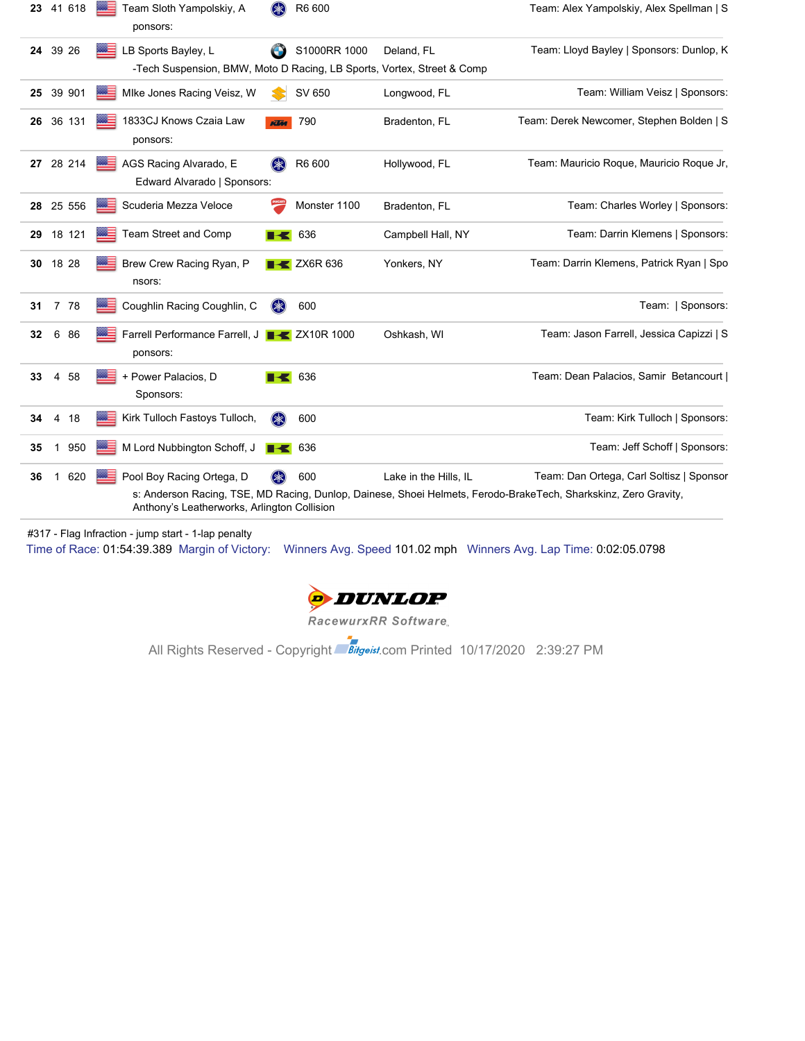| | | | | | | | |
|---|---|---|---|---|---|---|---|
| 23 | 41 | 618 | Team Sloth Yampolskiy, A | R6 600 | | Team: Alex Yampolskiy, Alex Spellman \| Sponsors: |
| 24 | 39 | 26 | LB Sports Bayley, L | S1000RR 1000 | Deland, FL | Team: Lloyd Bayley \| Sponsors: Dunlop, K-Tech Suspension, BMW, Moto D Racing, LB Sports, Vortex, Street & Comp |
| 25 | 39 | 901 | MIke Jones Racing Veisz, W | SV 650 | Longwood, FL | Team: William Veisz \| Sponsors: |
| 26 | 36 | 131 | 1833CJ Knows Czaia Law | 790 | Bradenton, FL | Team: Derek Newcomer, Stephen Bolden \| Sponsors: |
| 27 | 28 | 214 | AGS Racing Alvarado, E | R6 600 | Hollywood, FL | Team: Mauricio Roque, Mauricio Roque Jr, Edward Alvarado \| Sponsors: |
| 28 | 25 | 556 | Scuderia Mezza Veloce | Monster 1100 | Bradenton, FL | Team: Charles Worley \| Sponsors: |
| 29 | 18 | 121 | Team Street and Comp | 636 | Campbell Hall, NY | Team: Darrin Klemens \| Sponsors: |
| 30 | 18 | 28 | Brew Crew Racing Ryan, P | ZX6R 636 | Yonkers, NY | Team: Darrin Klemens, Patrick Ryan \| Sponsors: |
| 31 | 7 | 78 | Coughlin Racing Coughlin, C | 600 | | Team: \| Sponsors: |
| 32 | 6 | 86 | Farrell Performance Farrell, J | ZX10R 1000 | Oshkash, WI | Team: Jason Farrell, Jessica Capizzi \| Sponsors: |
| 33 | 4 | 58 | + Power Palacios, D | 636 | | Team: Dean Palacios, Samir Betancourt \| Sponsors: |
| 34 | 4 | 18 | Kirk Tulloch Fastoys Tulloch, | 600 | | Team: Kirk Tulloch \| Sponsors: |
| 35 | 1 | 950 | M Lord Nubbington Schoff, J | 636 | | Team: Jeff Schoff \| Sponsors: |
| 36 | 1 | 620 | Pool Boy Racing Ortega, D | 600 | Lake in the Hills, IL | Team: Dan Ortega, Carl Soltisz \| Sponsors: Anderson Racing, TSE, MD Racing, Dunlop, Dainese, Shoei Helmets, Ferodo-BrakeTech, Sharkskinz, Zero Gravity, Anthony's Leatherworks, Arlington Collision |

#317 - Flag Infraction - jump start - 1-lap penalty

Time of Race: 01:54:39.389 Margin of Victory: Winners Avg. Speed 101.02 mph Winners Avg. Lap Time: 0:02:05.0798

DUNLOP

RacewurxRR Software

All Rights Reserved - Copyright Bitgeist.com Printed 10/17/2020 2:39:27 PM